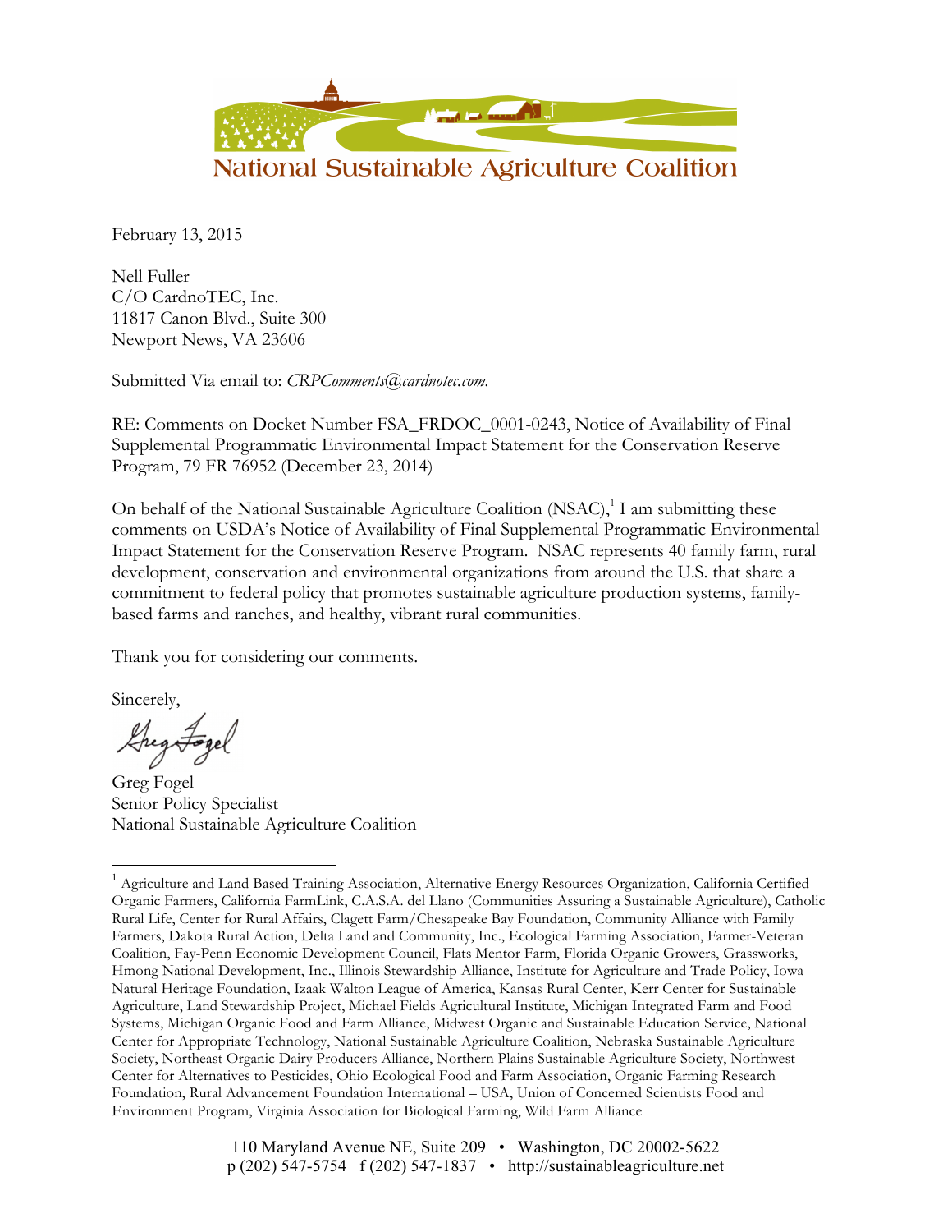National Sustainable Agriculture Coalition

February 13, 2015

Nell Fuller
C/O CardnoTEC, Inc.
11817 Canon Blvd., Suite 300
Newport News, VA 23606

Submitted Via email to: *CRPComments@cardnotec.com.*

RE: Comments on Docket Number FSA_FRDOC_0001-0243, Notice of Availability of Final Supplemental Programmatic Environmental Impact Statement for the Conservation Reserve Program, 79 FR 76952 (December 23, 2014)

On behalf of the National Sustainable Agriculture Coalition (NSAC),[1] I am submitting these comments on USDA's Notice of Availability of Final Supplemental Programmatic Environmental Impact Statement for the Conservation Reserve Program. NSAC represents 40 family farm, rural development, conservation and environmental organizations from around the U.S. that share a commitment to federal policy that promotes sustainable agriculture production systems, family-based farms and ranches, and healthy, vibrant rural communities.

Thank you for considering our comments.

Sincerely,

Greg Fogel
Senior Policy Specialist
National Sustainable Agriculture Coalition

[1] Agriculture and Land Based Training Association, Alternative Energy Resources Organization, California Certified Organic Farmers, California FarmLink, C.A.S.A. del Llano (Communities Assuring a Sustainable Agriculture), Catholic Rural Life, Center for Rural Affairs, Clagett Farm/Chesapeake Bay Foundation, Community Alliance with Family Farmers, Dakota Rural Action, Delta Land and Community, Inc., Ecological Farming Association, Farmer-Veteran Coalition, Fay-Penn Economic Development Council, Flats Mentor Farm, Florida Organic Growers, Grassworks, Hmong National Development, Inc., Illinois Stewardship Alliance, Institute for Agriculture and Trade Policy, Iowa Natural Heritage Foundation, Izaak Walton League of America, Kansas Rural Center, Kerr Center for Sustainable Agriculture, Land Stewardship Project, Michael Fields Agricultural Institute, Michigan Integrated Farm and Food Systems, Michigan Organic Food and Farm Alliance, Midwest Organic and Sustainable Education Service, National Center for Appropriate Technology, National Sustainable Agriculture Coalition, Nebraska Sustainable Agriculture Society, Northeast Organic Dairy Producers Alliance, Northern Plains Sustainable Agriculture Society, Northwest Center for Alternatives to Pesticides, Ohio Ecological Food and Farm Association, Organic Farming Research Foundation, Rural Advancement Foundation International – USA, Union of Concerned Scientists Food and Environment Program, Virginia Association for Biological Farming, Wild Farm Alliance

110 Maryland Avenue NE, Suite 209 • Washington, DC 20002-5622
p (202) 547-5754 f (202) 547-1837 • http://sustainableagriculture.net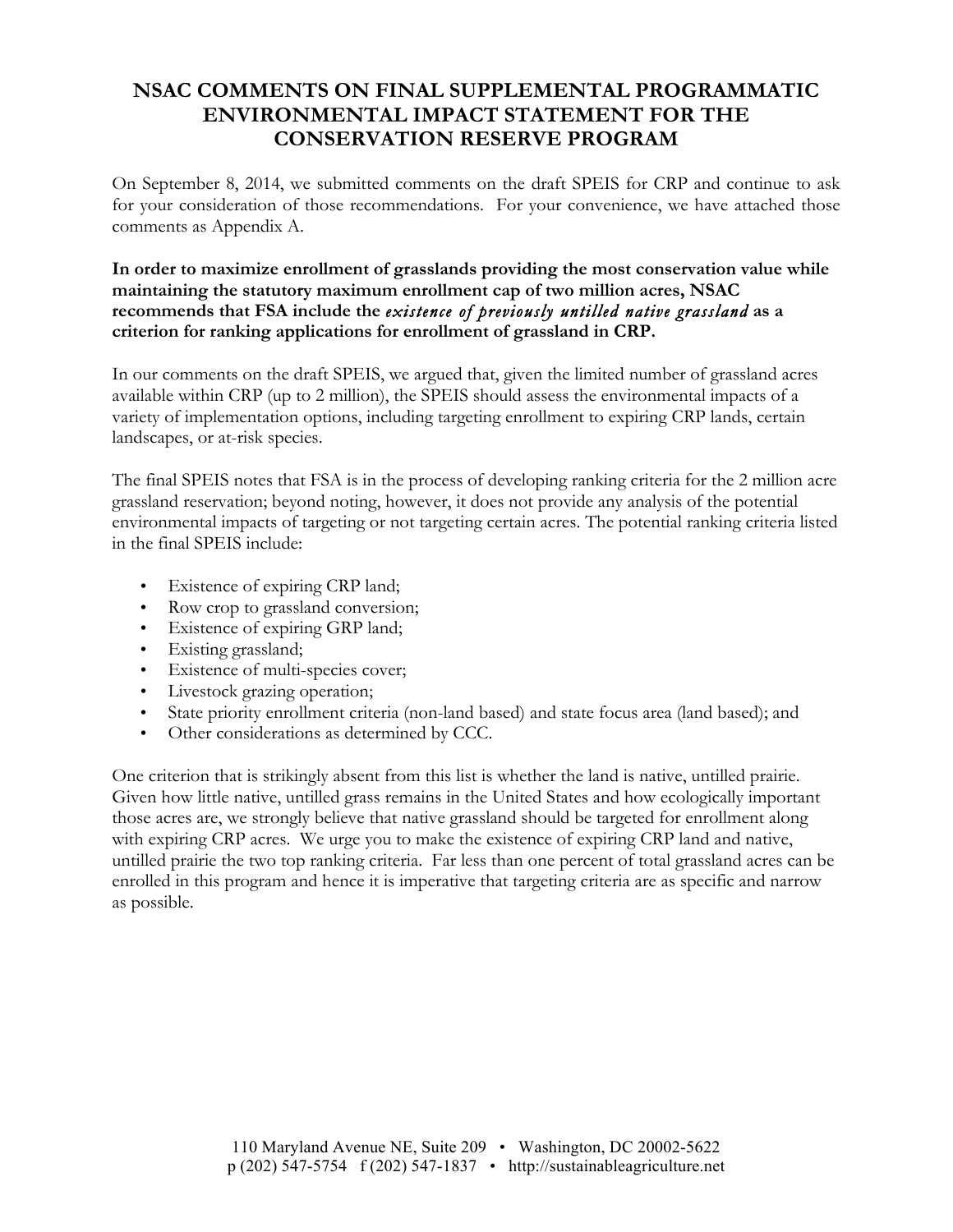# NSAC COMMENTS ON FINAL SUPPLEMENTAL PROGRAMMATIC ENVIRONMENTAL IMPACT STATEMENT FOR THE CONSERVATION RESERVE PROGRAM

On September 8, 2014, we submitted comments on the draft SPEIS for CRP and continue to ask for your consideration of those recommendations. For your convenience, we have attached those comments as Appendix A.

**In order to maximize enrollment of grasslands providing the most conservation value while maintaining the statutory maximum enrollment cap of two million acres, NSAC recommends that FSA include the *existence of previously untilled native grassland* as a criterion for ranking applications for enrollment of grassland in CRP.**

In our comments on the draft SPEIS, we argued that, given the limited number of grassland acres available within CRP (up to 2 million), the SPEIS should assess the environmental impacts of a variety of implementation options, including targeting enrollment to expiring CRP lands, certain landscapes, or at-risk species.

The final SPEIS notes that FSA is in the process of developing ranking criteria for the 2 million acre grassland reservation; beyond noting, however, it does not provide any analysis of the potential environmental impacts of targeting or not targeting certain acres. The potential ranking criteria listed in the final SPEIS include:

- Existence of expiring CRP land;
- Row crop to grassland conversion;
- Existence of expiring GRP land;
- Existing grassland;
- Existence of multi-species cover;
- Livestock grazing operation;
- State priority enrollment criteria (non-land based) and state focus area (land based); and
- Other considerations as determined by CCC.

One criterion that is strikingly absent from this list is whether the land is native, untilled prairie. Given how little native, untilled grass remains in the United States and how ecologically important those acres are, we strongly believe that native grassland should be targeted for enrollment along with expiring CRP acres. We urge you to make the existence of expiring CRP land and native, untilled prairie the two top ranking criteria. Far less than one percent of total grassland acres can be enrolled in this program and hence it is imperative that targeting criteria are as specific and narrow as possible.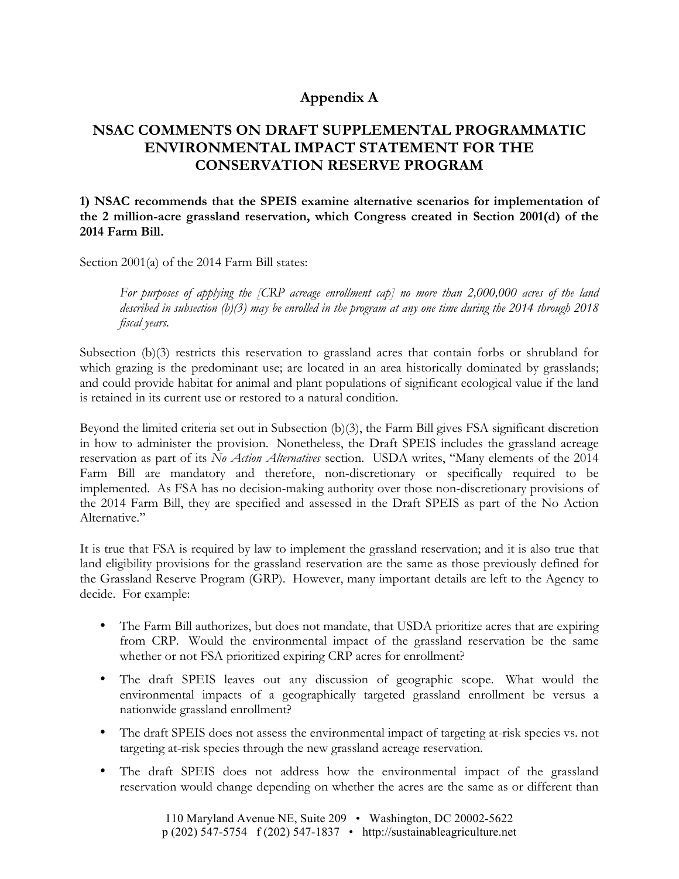# Appendix A

## NSAC COMMENTS ON DRAFT SUPPLEMENTAL PROGRAMMATIC ENVIRONMENTAL IMPACT STATEMENT FOR THE CONSERVATION RESERVE PROGRAM

**1) NSAC recommends that the SPEIS examine alternative scenarios for implementation of the 2 million-acre grassland reservation, which Congress created in Section 2001(d) of the 2014 Farm Bill.**

Section 2001(a) of the 2014 Farm Bill states:

> *For purposes of applying the [CRP acreage enrollment cap] no more than 2,000,000 acres of the land described in subsection (b)(3) may be enrolled in the program at any one time during the 2014 through 2018 fiscal years.*

Subsection (b)(3) restricts this reservation to grassland acres that contain forbs or shrubland for which grazing is the predominant use; are located in an area historically dominated by grasslands; and could provide habitat for animal and plant populations of significant ecological value if the land is retained in its current use or restored to a natural condition.

Beyond the limited criteria set out in Subsection (b)(3), the Farm Bill gives FSA significant discretion in how to administer the provision. Nonetheless, the Draft SPEIS includes the grassland acreage reservation as part of its *No Action Alternatives* section. USDA writes, "Many elements of the 2014 Farm Bill are mandatory and therefore, non-discretionary or specifically required to be implemented. As FSA has no decision-making authority over those non-discretionary provisions of the 2014 Farm Bill, they are specified and assessed in the Draft SPEIS as part of the No Action Alternative."

It is true that FSA is required by law to implement the grassland reservation; and it is also true that land eligibility provisions for the grassland reservation are the same as those previously defined for the Grassland Reserve Program (GRP). However, many important details are left to the Agency to decide. For example:

- The Farm Bill authorizes, but does not mandate, that USDA prioritize acres that are expiring from CRP. Would the environmental impact of the grassland reservation be the same whether or not FSA prioritized expiring CRP acres for enrollment?
- The draft SPEIS leaves out any discussion of geographic scope. What would the environmental impacts of a geographically targeted grassland enrollment be versus a nationwide grassland enrollment?
- The draft SPEIS does not assess the environmental impact of targeting at-risk species vs. not targeting at-risk species through the new grassland acreage reservation.
- The draft SPEIS does not address how the environmental impact of the grassland reservation would change depending on whether the acres are the same as or different than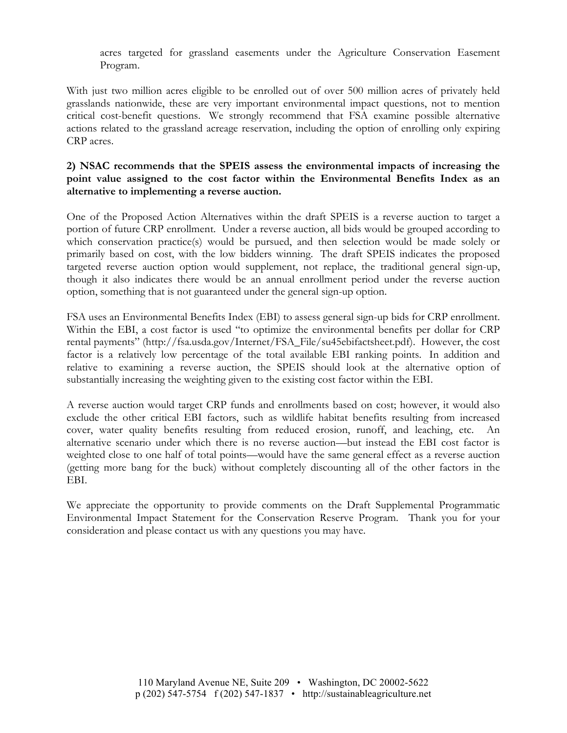acres targeted for grassland easements under the Agriculture Conservation Easement Program.

With just two million acres eligible to be enrolled out of over 500 million acres of privately held grasslands nationwide, these are very important environmental impact questions, not to mention critical cost-benefit questions. We strongly recommend that FSA examine possible alternative actions related to the grassland acreage reservation, including the option of enrolling only expiring CRP acres.

**2) NSAC recommends that the SPEIS assess the environmental impacts of increasing the point value assigned to the cost factor within the Environmental Benefits Index as an alternative to implementing a reverse auction.**

One of the Proposed Action Alternatives within the draft SPEIS is a reverse auction to target a portion of future CRP enrollment. Under a reverse auction, all bids would be grouped according to which conservation practice(s) would be pursued, and then selection would be made solely or primarily based on cost, with the low bidders winning. The draft SPEIS indicates the proposed targeted reverse auction option would supplement, not replace, the traditional general sign-up, though it also indicates there would be an annual enrollment period under the reverse auction option, something that is not guaranteed under the general sign-up option.

FSA uses an Environmental Benefits Index (EBI) to assess general sign-up bids for CRP enrollment. Within the EBI, a cost factor is used "to optimize the environmental benefits per dollar for CRP rental payments" (http://fsa.usda.gov/Internet/FSA_File/su45ebifactsheet.pdf). However, the cost factor is a relatively low percentage of the total available EBI ranking points. In addition and relative to examining a reverse auction, the SPEIS should look at the alternative option of substantially increasing the weighting given to the existing cost factor within the EBI.

A reverse auction would target CRP funds and enrollments based on cost; however, it would also exclude the other critical EBI factors, such as wildlife habitat benefits resulting from increased cover, water quality benefits resulting from reduced erosion, runoff, and leaching, etc. An alternative scenario under which there is no reverse auction—but instead the EBI cost factor is weighted close to one half of total points—would have the same general effect as a reverse auction (getting more bang for the buck) without completely discounting all of the other factors in the EBI.

We appreciate the opportunity to provide comments on the Draft Supplemental Programmatic Environmental Impact Statement for the Conservation Reserve Program. Thank you for your consideration and please contact us with any questions you may have.